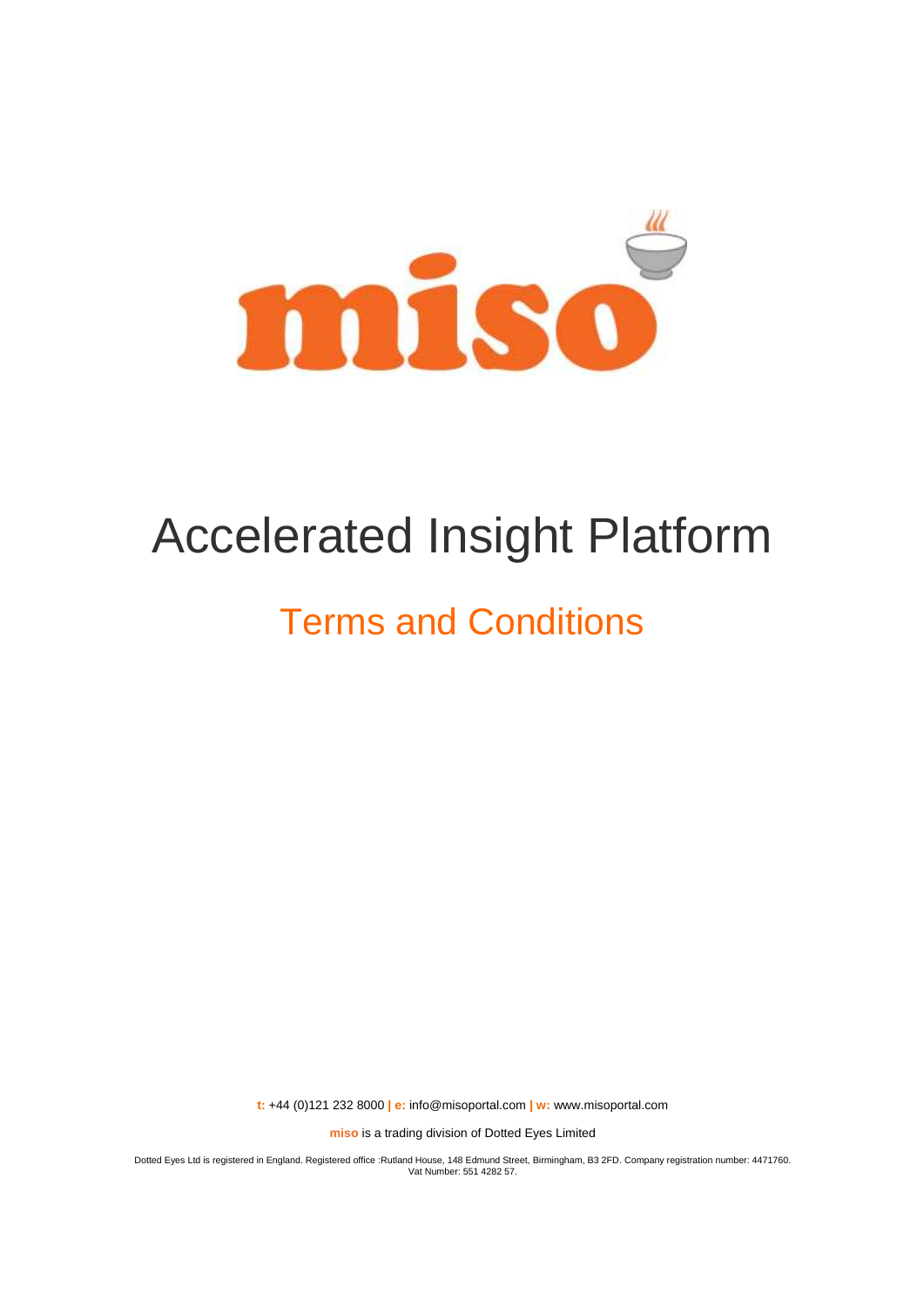# miso

# Accelerated Insight Platform

## Terms and Conditions

**t:** +44 (0)121 232 8000 **| e:** info@misoportal.com **| w:** www.misoportal.com

**miso** is a trading division of Dotted Eyes Limited

Dotted Eyes Ltd is registered in England. Registered office :Rutland House, 148 Edmund Street, Birmingham, B3 2FD. Company registration number: 4471760. Vat Number: 551 4282 57.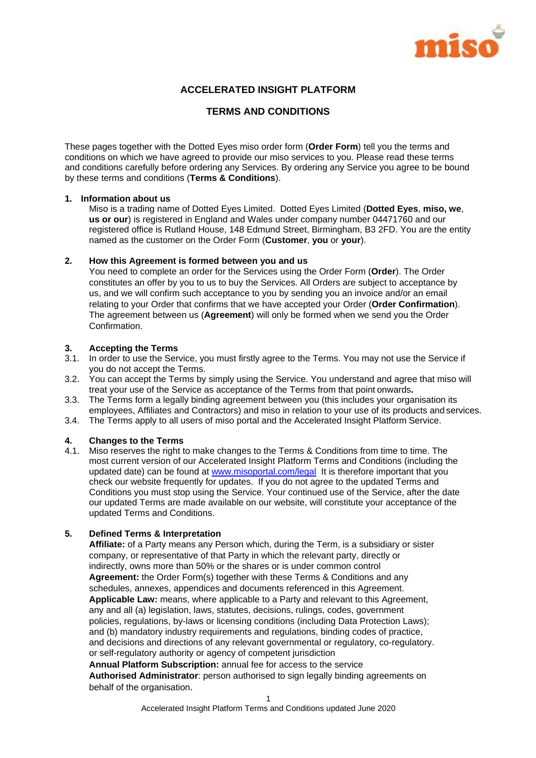# ACCELERATED INSIGHT PLATFORM

## TERMS AND CONDITIONS

These pages together with the Dotted Eyes miso order form (**Order Form**) tell you the terms and conditions on which we have agreed to provide our miso services to you. Please read these terms and conditions carefully before ordering any Services. By ordering any Service you agree to be bound by these terms and conditions (**Terms & Conditions**).

### 1. Information about us

Miso is a trading name of Dotted Eyes Limited. Dotted Eyes Limited (**Dotted Eyes**, **miso, we**, **us or our**) is registered in England and Wales under company number 04471760 and our registered office is Rutland House, 148 Edmund Street, Birmingham, B3 2FD. You are the entity named as the customer on the Order Form (**Customer**, **you** or **your**).

### 2. How this Agreement is formed between you and us

You need to complete an order for the Services using the Order Form (**Order**). The Order constitutes an offer by you to us to buy the Services. All Orders are subject to acceptance by us, and we will confirm such acceptance to you by sending you an invoice and/or an email relating to your Order that confirms that we have accepted your Order (**Order Confirmation**). The agreement between us (**Agreement**) will only be formed when we send you the Order Confirmation.

### 3. Accepting the Terms

3.1. In order to use the Service, you must firstly agree to the Terms. You may not use the Service if you do not accept the Terms.

3.2. You can accept the Terms by simply using the Service. You understand and agree that miso will treat your use of the Service as acceptance of the Terms from that point onwards**.**

3.3. The Terms form a legally binding agreement between you (this includes your organisation its employees, Affiliates and Contractors) and miso in relation to your use of its products and services.

3.4. The Terms apply to all users of miso portal and the Accelerated Insight Platform Service.

### 4. Changes to the Terms

4.1. Miso reserves the right to make changes to the Terms & Conditions from time to time. The most current version of our Accelerated Insight Platform Terms and Conditions (including the updated date) can be found at [www.misoportal.com/legal](www.misoportal.com/legal) It is therefore important that you check our website frequently for updates. If you do not agree to the updated Terms and Conditions you must stop using the Service. Your continued use of the Service, after the date our updated Terms are made available on our website, will constitute your acceptance of the updated Terms and Conditions.

### 5. Defined Terms & Interpretation

**Affiliate:** of a Party means any Person which, during the Term, is a subsidiary or sister company, or representative of that Party in which the relevant party, directly or indirectly, owns more than 50% or the shares or is under common control

**Agreement:** the Order Form(s) together with these Terms & Conditions and any schedules, annexes, appendices and documents referenced in this Agreement.

**Applicable Law:** means, where applicable to a Party and relevant to this Agreement, any and all (a) legislation, laws, statutes, decisions, rulings, codes, government policies, regulations, by-laws or licensing conditions (including Data Protection Laws); and (b) mandatory industry requirements and regulations, binding codes of practice, and decisions and directions of any relevant governmental or regulatory, co-regulatory. or self-regulatory authority or agency of competent jurisdiction

**Annual Platform Subscription:** annual fee for access to the service

**Authorised Administrator**: person authorised to sign legally binding agreements on behalf of the organisation.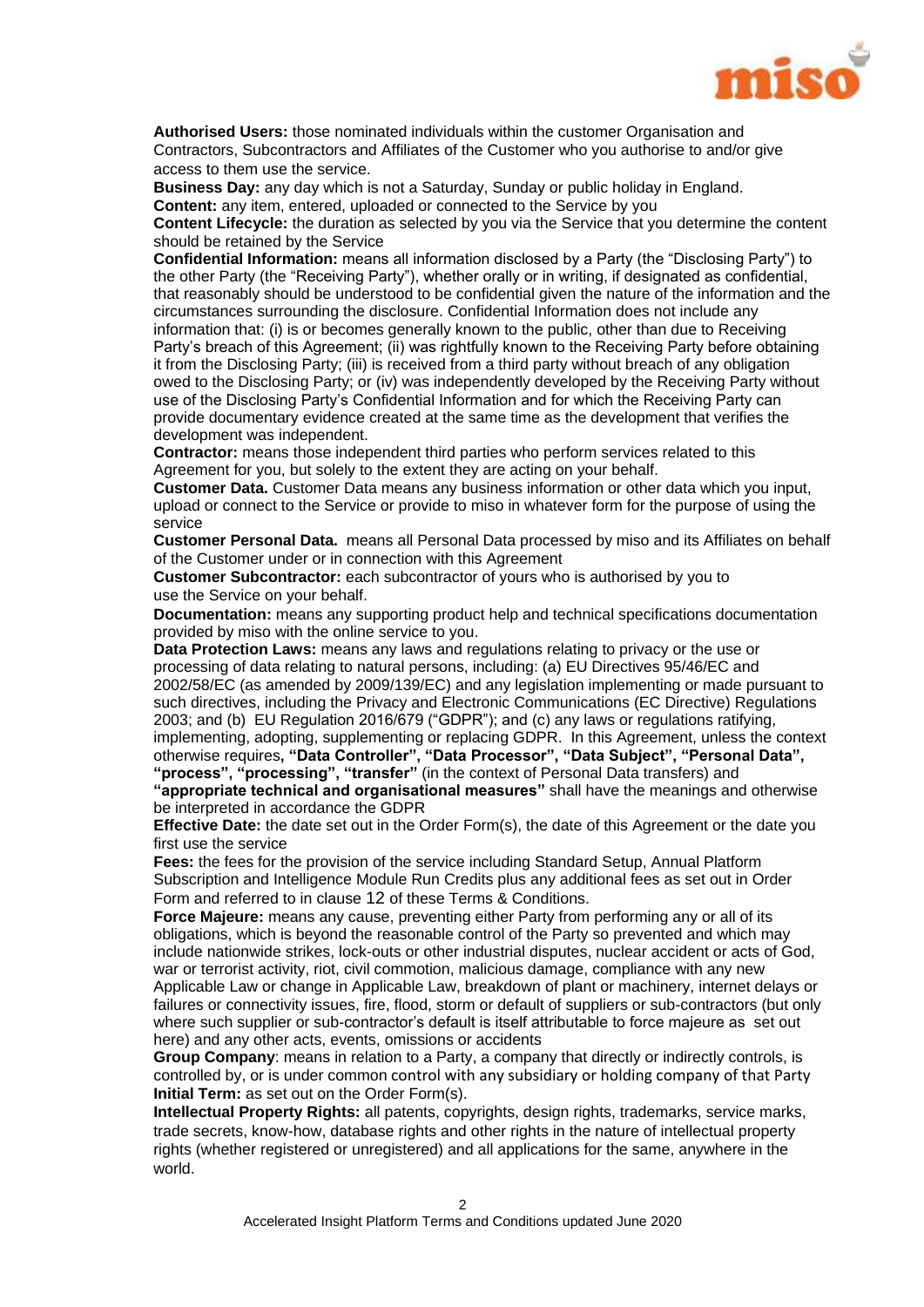**Authorised Users:** those nominated individuals within the customer Organisation and Contractors, Subcontractors and Affiliates of the Customer who you authorise to and/or give access to them use the service.

**Business Day:** any day which is not a Saturday, Sunday or public holiday in England.

**Content:** any item, entered, uploaded or connected to the Service by you

**Content Lifecycle:** the duration as selected by you via the Service that you determine the content should be retained by the Service

**Confidential Information:** means all information disclosed by a Party (the "Disclosing Party") to the other Party (the "Receiving Party"), whether orally or in writing, if designated as confidential, that reasonably should be understood to be confidential given the nature of the information and the circumstances surrounding the disclosure. Confidential Information does not include any information that: (i) is or becomes generally known to the public, other than due to Receiving Party's breach of this Agreement; (ii) was rightfully known to the Receiving Party before obtaining it from the Disclosing Party; (iii) is received from a third party without breach of any obligation owed to the Disclosing Party; or (iv) was independently developed by the Receiving Party without use of the Disclosing Party's Confidential Information and for which the Receiving Party can provide documentary evidence created at the same time as the development that verifies the development was independent.

**Contractor:** means those independent third parties who perform services related to this Agreement for you, but solely to the extent they are acting on your behalf.

**Customer Data.** Customer Data means any business information or other data which you input, upload or connect to the Service or provide to miso in whatever form for the purpose of using the service

**Customer Personal Data.** means all Personal Data processed by miso and its Affiliates on behalf of the Customer under or in connection with this Agreement

**Customer Subcontractor:** each subcontractor of yours who is authorised by you to use the Service on your behalf.

**Documentation:** means any supporting product help and technical specifications documentation provided by miso with the online service to you.

**Data Protection Laws:** means any laws and regulations relating to privacy or the use or processing of data relating to natural persons, including: (a) EU Directives 95/46/EC and 2002/58/EC (as amended by 2009/139/EC) and any legislation implementing or made pursuant to such directives, including the Privacy and Electronic Communications (EC Directive) Regulations 2003; and (b) EU Regulation 2016/679 ("GDPR"); and (c) any laws or regulations ratifying, implementing, adopting, supplementing or replacing GDPR. In this Agreement, unless the context otherwise requires**, "Data Controller", "Data Processor", "Data Subject", "Personal Data", "process", "processing", "transfer"** (in the context of Personal Data transfers) and **"appropriate technical and organisational measures"** shall have the meanings and otherwise be interpreted in accordance the GDPR

**Effective Date:** the date set out in the Order Form(s), the date of this Agreement or the date you first use the service

**Fees:** the fees for the provision of the service including Standard Setup, Annual Platform Subscription and Intelligence Module Run Credits plus any additional fees as set out in Order Form and referred to in clause 12 of these Terms & Conditions.

**Force Majeure:** means any cause, preventing either Party from performing any or all of its obligations, which is beyond the reasonable control of the Party so prevented and which may include nationwide strikes, lock-outs or other industrial disputes, nuclear accident or acts of God, war or terrorist activity, riot, civil commotion, malicious damage, compliance with any new Applicable Law or change in Applicable Law, breakdown of plant or machinery, internet delays or failures or connectivity issues, fire, flood, storm or default of suppliers or sub-contractors (but only where such supplier or sub-contractor's default is itself attributable to force majeure as set out here) and any other acts, events, omissions or accidents

**Group Company**: means in relation to a Party, a company that directly or indirectly controls, is controlled by, or is under common control with any subsidiary or holding company of that Party

**Initial Term:** as set out on the Order Form(s).

**Intellectual Property Rights:** all patents, copyrights, design rights, trademarks, service marks, trade secrets, know-how, database rights and other rights in the nature of intellectual property rights (whether registered or unregistered) and all applications for the same, anywhere in the world.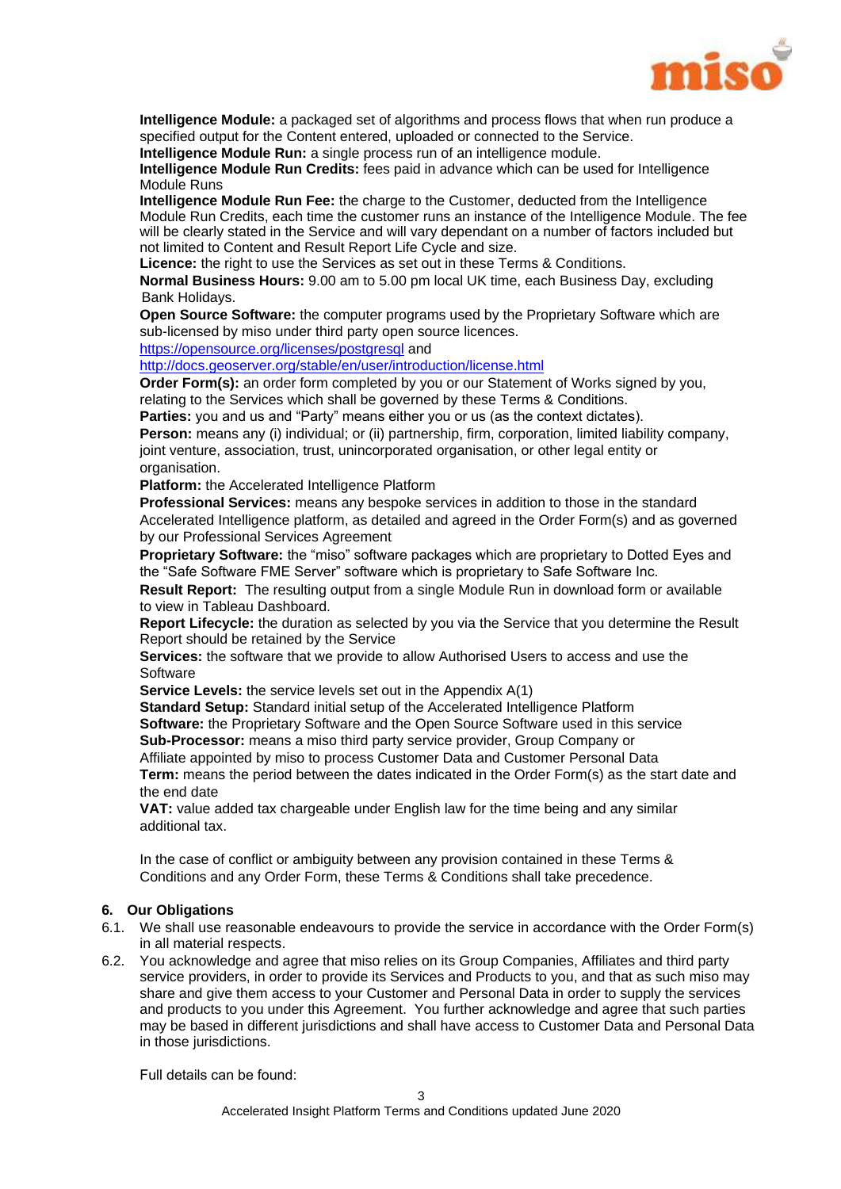**Intelligence Module:** a packaged set of algorithms and process flows that when run produce a specified output for the Content entered, uploaded or connected to the Service.
**Intelligence Module Run:** a single process run of an intelligence module.
**Intelligence Module Run Credits:** fees paid in advance which can be used for Intelligence Module Runs
**Intelligence Module Run Fee:** the charge to the Customer, deducted from the Intelligence Module Run Credits, each time the customer runs an instance of the Intelligence Module. The fee will be clearly stated in the Service and will vary dependant on a number of factors included but not limited to Content and Result Report Life Cycle and size.
**Licence:** the right to use the Services as set out in these Terms & Conditions.
**Normal Business Hours:** 9.00 am to 5.00 pm local UK time, each Business Day, excluding Bank Holidays.
**Open Source Software:** the computer programs used by the Proprietary Software which are sub-licensed by miso under third party open source licences.
https://opensource.org/licenses/postgresql and
http://docs.geoserver.org/stable/en/user/introduction/license.html
**Order Form(s):** an order form completed by you or our Statement of Works signed by you, relating to the Services which shall be governed by these Terms & Conditions.
**Parties:** you and us and "Party" means either you or us (as the context dictates).
**Person:** means any (i) individual; or (ii) partnership, firm, corporation, limited liability company, joint venture, association, trust, unincorporated organisation, or other legal entity or organisation.
**Platform:** the Accelerated Intelligence Platform
**Professional Services:** means any bespoke services in addition to those in the standard Accelerated Intelligence platform, as detailed and agreed in the Order Form(s) and as governed by our Professional Services Agreement
**Proprietary Software:** the "miso" software packages which are proprietary to Dotted Eyes and the "Safe Software FME Server" software which is proprietary to Safe Software Inc.
**Result Report:** The resulting output from a single Module Run in download form or available to view in Tableau Dashboard.
**Report Lifecycle:** the duration as selected by you via the Service that you determine the Result Report should be retained by the Service
**Services:** the software that we provide to allow Authorised Users to access and use the Software
**Service Levels:** the service levels set out in the Appendix A(1)
**Standard Setup:** Standard initial setup of the Accelerated Intelligence Platform
**Software:** the Proprietary Software and the Open Source Software used in this service
**Sub-Processor:** means a miso third party service provider, Group Company or Affiliate appointed by miso to process Customer Data and Customer Personal Data
**Term:** means the period between the dates indicated in the Order Form(s) as the start date and the end date
**VAT:** value added tax chargeable under English law for the time being and any similar additional tax.

In the case of conflict or ambiguity between any provision contained in these Terms & Conditions and any Order Form, these Terms & Conditions shall take precedence.

## 6. Our Obligations

6.1. We shall use reasonable endeavours to provide the service in accordance with the Order Form(s) in all material respects.

6.2. You acknowledge and agree that miso relies on its Group Companies, Affiliates and third party service providers, in order to provide its Services and Products to you, and that as such miso may share and give them access to your Customer and Personal Data in order to supply the services and products to you under this Agreement. You further acknowledge and agree that such parties may be based in different jurisdictions and shall have access to Customer Data and Personal Data in those jurisdictions.

Full details can be found: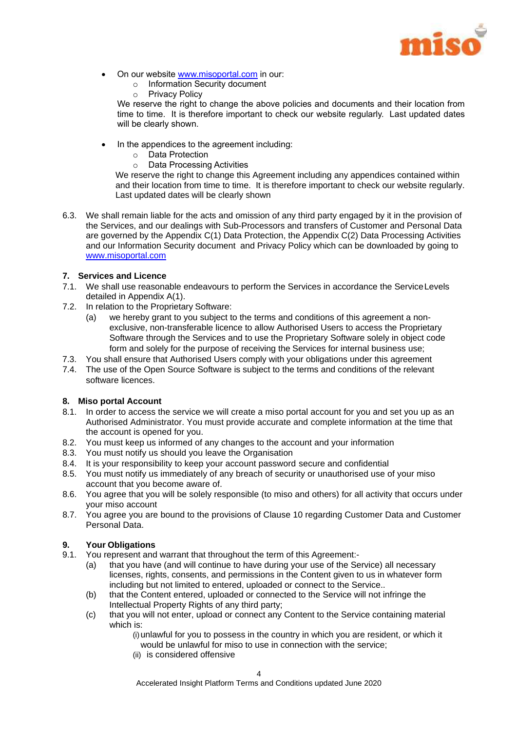- On our website [www.misoportal.com](http://www.misoportal.com) in our:
  - Information Security document
  - Privacy Policy

  We reserve the right to change the above policies and documents and their location from time to time. It is therefore important to check our website regularly. Last updated dates will be clearly shown.

- In the appendices to the agreement including:
  - Data Protection
  - Data Processing Activities

  We reserve the right to change this Agreement including any appendices contained within and their location from time to time. It is therefore important to check our website regularly. Last updated dates will be clearly shown

6.3. We shall remain liable for the acts and omission of any third party engaged by it in the provision of the Services, and our dealings with Sub-Processors and transfers of Customer and Personal Data are governed by the Appendix C(1) Data Protection, the Appendix C(2) Data Processing Activities and our Information Security document and Privacy Policy which can be downloaded by going to [www.misoportal.com](http://www.misoportal.com)

**7. Services and Licence**

7.1. We shall use reasonable endeavours to perform the Services in accordance the Service Levels detailed in Appendix A(1).

7.2. In relation to the Proprietary Software:

(a) we hereby grant to you subject to the terms and conditions of this agreement a non-exclusive, non-transferable licence to allow Authorised Users to access the Proprietary Software through the Services and to use the Proprietary Software solely in object code form and solely for the purpose of receiving the Services for internal business use;

7.3. You shall ensure that Authorised Users comply with your obligations under this agreement

7.4. The use of the Open Source Software is subject to the terms and conditions of the relevant software licences.

**8. Miso portal Account**

8.1. In order to access the service we will create a miso portal account for you and set you up as an Authorised Administrator. You must provide accurate and complete information at the time that the account is opened for you.

8.2. You must keep us informed of any changes to the account and your information

8.3. You must notify us should you leave the Organisation

8.4. It is your responsibility to keep your account password secure and confidential

8.5. You must notify us immediately of any breach of security or unauthorised use of your miso account that you become aware of.

8.6. You agree that you will be solely responsible (to miso and others) for all activity that occurs under your miso account

8.7. You agree you are bound to the provisions of Clause 10 regarding Customer Data and Customer Personal Data.

**9. Your Obligations**

9.1. You represent and warrant that throughout the term of this Agreement:-

(a) that you have (and will continue to have during your use of the Service) all necessary licenses, rights, consents, and permissions in the Content given to us in whatever form including but not limited to entered, uploaded or connect to the Service..

(b) that the Content entered, uploaded or connected to the Service will not infringe the Intellectual Property Rights of any third party;

(c) that you will not enter, upload or connect any Content to the Service containing material which is:

(i) unlawful for you to possess in the country in which you are resident, or which it would be unlawful for miso to use in connection with the service;

(ii) is considered offensive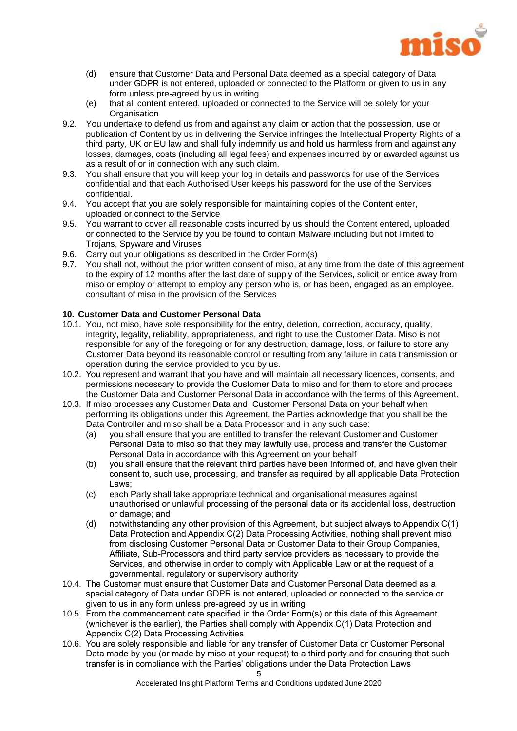(d) ensure that Customer Data and Personal Data deemed as a special category of Data under GDPR is not entered, uploaded or connected to the Platform or given to us in any form unless pre-agreed by us in writing

(e) that all content entered, uploaded or connected to the Service will be solely for your Organisation

9.2. You undertake to defend us from and against any claim or action that the possession, use or publication of Content by us in delivering the Service infringes the Intellectual Property Rights of a third party, UK or EU law and shall fully indemnify us and hold us harmless from and against any losses, damages, costs (including all legal fees) and expenses incurred by or awarded against us as a result of or in connection with any such claim.

9.3. You shall ensure that you will keep your log in details and passwords for use of the Services confidential and that each Authorised User keeps his password for the use of the Services confidential.

9.4. You accept that you are solely responsible for maintaining copies of the Content enter, uploaded or connect to the Service

9.5. You warrant to cover all reasonable costs incurred by us should the Content entered, uploaded or connected to the Service by you be found to contain Malware including but not limited to Trojans, Spyware and Viruses

9.6. Carry out your obligations as described in the Order Form(s)

9.7. You shall not, without the prior written consent of miso, at any time from the date of this agreement to the expiry of 12 months after the last date of supply of the Services, solicit or entice away from miso or employ or attempt to employ any person who is, or has been, engaged as an employee, consultant of miso in the provision of the Services

**10. Customer Data and Customer Personal Data**

10.1. You, not miso, have sole responsibility for the entry, deletion, correction, accuracy, quality, integrity, legality, reliability, appropriateness, and right to use the Customer Data. Miso is not responsible for any of the foregoing or for any destruction, damage, loss, or failure to store any Customer Data beyond its reasonable control or resulting from any failure in data transmission or operation during the service provided to you by us.

10.2. You represent and warrant that you have and will maintain all necessary licences, consents, and permissions necessary to provide the Customer Data to miso and for them to store and process the Customer Data and Customer Personal Data in accordance with the terms of this Agreement.

10.3. If miso processes any Customer Data and Customer Personal Data on your behalf when performing its obligations under this Agreement, the Parties acknowledge that you shall be the Data Controller and miso shall be a Data Processor and in any such case:

(a) you shall ensure that you are entitled to transfer the relevant Customer and Customer Personal Data to miso so that they may lawfully use, process and transfer the Customer Personal Data in accordance with this Agreement on your behalf

(b) you shall ensure that the relevant third parties have been informed of, and have given their consent to, such use, processing, and transfer as required by all applicable Data Protection Laws;

(c) each Party shall take appropriate technical and organisational measures against unauthorised or unlawful processing of the personal data or its accidental loss, destruction or damage; and

(d) notwithstanding any other provision of this Agreement, but subject always to Appendix C(1) Data Protection and Appendix C(2) Data Processing Activities, nothing shall prevent miso from disclosing Customer Personal Data or Customer Data to their Group Companies, Affiliate, Sub-Processors and third party service providers as necessary to provide the Services, and otherwise in order to comply with Applicable Law or at the request of a governmental, regulatory or supervisory authority

10.4. The Customer must ensure that Customer Data and Customer Personal Data deemed as a special category of Data under GDPR is not entered, uploaded or connected to the service or given to us in any form unless pre-agreed by us in writing

10.5. From the commencement date specified in the Order Form(s) or this date of this Agreement (whichever is the earlier), the Parties shall comply with Appendix C(1) Data Protection and Appendix C(2) Data Processing Activities

10.6. You are solely responsible and liable for any transfer of Customer Data or Customer Personal Data made by you (or made by miso at your request) to a third party and for ensuring that such transfer is in compliance with the Parties' obligations under the Data Protection Laws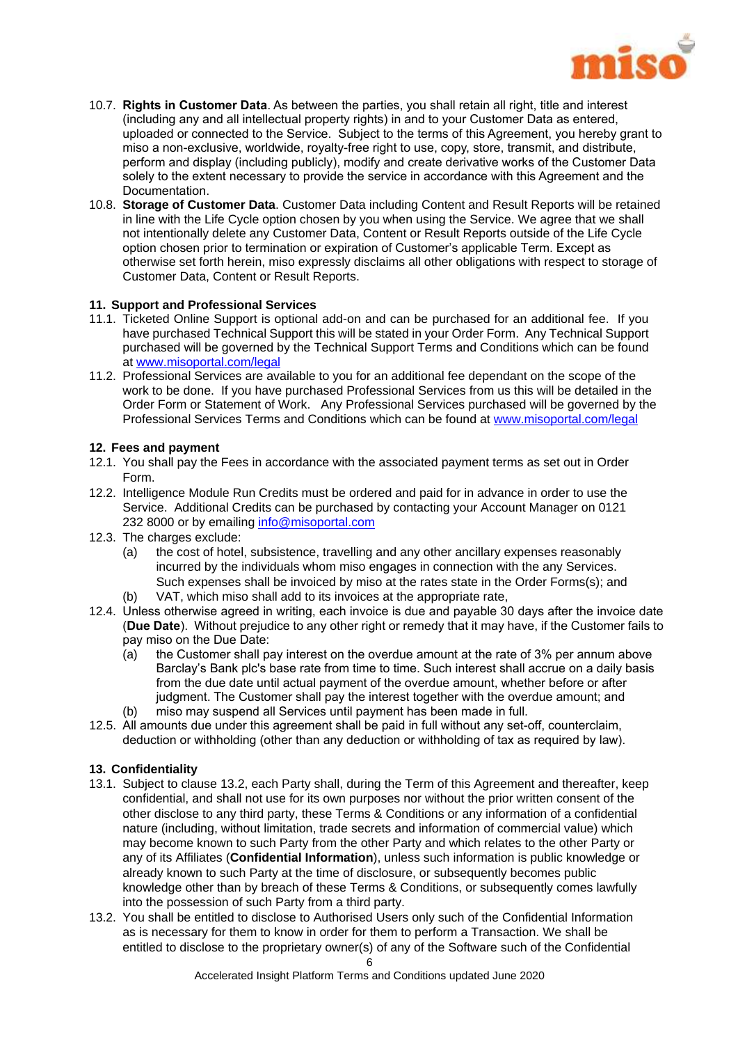10.7. **Rights in Customer Data**. As between the parties, you shall retain all right, title and interest (including any and all intellectual property rights) in and to your Customer Data as entered, uploaded or connected to the Service. Subject to the terms of this Agreement, you hereby grant to miso a non-exclusive, worldwide, royalty-free right to use, copy, store, transmit, and distribute, perform and display (including publicly), modify and create derivative works of the Customer Data solely to the extent necessary to provide the service in accordance with this Agreement and the Documentation.

10.8. **Storage of Customer Data**. Customer Data including Content and Result Reports will be retained in line with the Life Cycle option chosen by you when using the Service. We agree that we shall not intentionally delete any Customer Data, Content or Result Reports outside of the Life Cycle option chosen prior to termination or expiration of Customer's applicable Term. Except as otherwise set forth herein, miso expressly disclaims all other obligations with respect to storage of Customer Data, Content or Result Reports.

## 11. Support and Professional Services

11.1. Ticketed Online Support is optional add-on and can be purchased for an additional fee. If you have purchased Technical Support this will be stated in your Order Form. Any Technical Support purchased will be governed by the Technical Support Terms and Conditions which can be found at [www.misoportal.com/legal](www.misoportal.com/legal)

11.2. Professional Services are available to you for an additional fee dependant on the scope of the work to be done. If you have purchased Professional Services from us this will be detailed in the Order Form or Statement of Work. Any Professional Services purchased will be governed by the Professional Services Terms and Conditions which can be found at [www.misoportal.com/legal](www.misoportal.com/legal)

## 12. Fees and payment

12.1. You shall pay the Fees in accordance with the associated payment terms as set out in Order Form.

12.2. Intelligence Module Run Credits must be ordered and paid for in advance in order to use the Service. Additional Credits can be purchased by contacting your Account Manager on 0121 232 8000 or by emailing [info@misoportal.com](mailto:info@misoportal.com)

12.3. The charges exclude:

(a) the cost of hotel, subsistence, travelling and any other ancillary expenses reasonably incurred by the individuals whom miso engages in connection with the any Services. Such expenses shall be invoiced by miso at the rates state in the Order Forms(s); and

(b) VAT, which miso shall add to its invoices at the appropriate rate,

12.4. Unless otherwise agreed in writing, each invoice is due and payable 30 days after the invoice date (**Due Date**). Without prejudice to any other right or remedy that it may have, if the Customer fails to pay miso on the Due Date:

(a) the Customer shall pay interest on the overdue amount at the rate of 3% per annum above Barclay's Bank plc's base rate from time to time. Such interest shall accrue on a daily basis from the due date until actual payment of the overdue amount, whether before or after judgment. The Customer shall pay the interest together with the overdue amount; and

(b) miso may suspend all Services until payment has been made in full.

12.5. All amounts due under this agreement shall be paid in full without any set-off, counterclaim, deduction or withholding (other than any deduction or withholding of tax as required by law).

## 13. Confidentiality

13.1. Subject to clause 13.2, each Party shall, during the Term of this Agreement and thereafter, keep confidential, and shall not use for its own purposes nor without the prior written consent of the other disclose to any third party, these Terms & Conditions or any information of a confidential nature (including, without limitation, trade secrets and information of commercial value) which may become known to such Party from the other Party and which relates to the other Party or any of its Affiliates (**Confidential Information**), unless such information is public knowledge or already known to such Party at the time of disclosure, or subsequently becomes public knowledge other than by breach of these Terms & Conditions, or subsequently comes lawfully into the possession of such Party from a third party.

13.2. You shall be entitled to disclose to Authorised Users only such of the Confidential Information as is necessary for them to know in order for them to perform a Transaction. We shall be entitled to disclose to the proprietary owner(s) of any of the Software such of the Confidential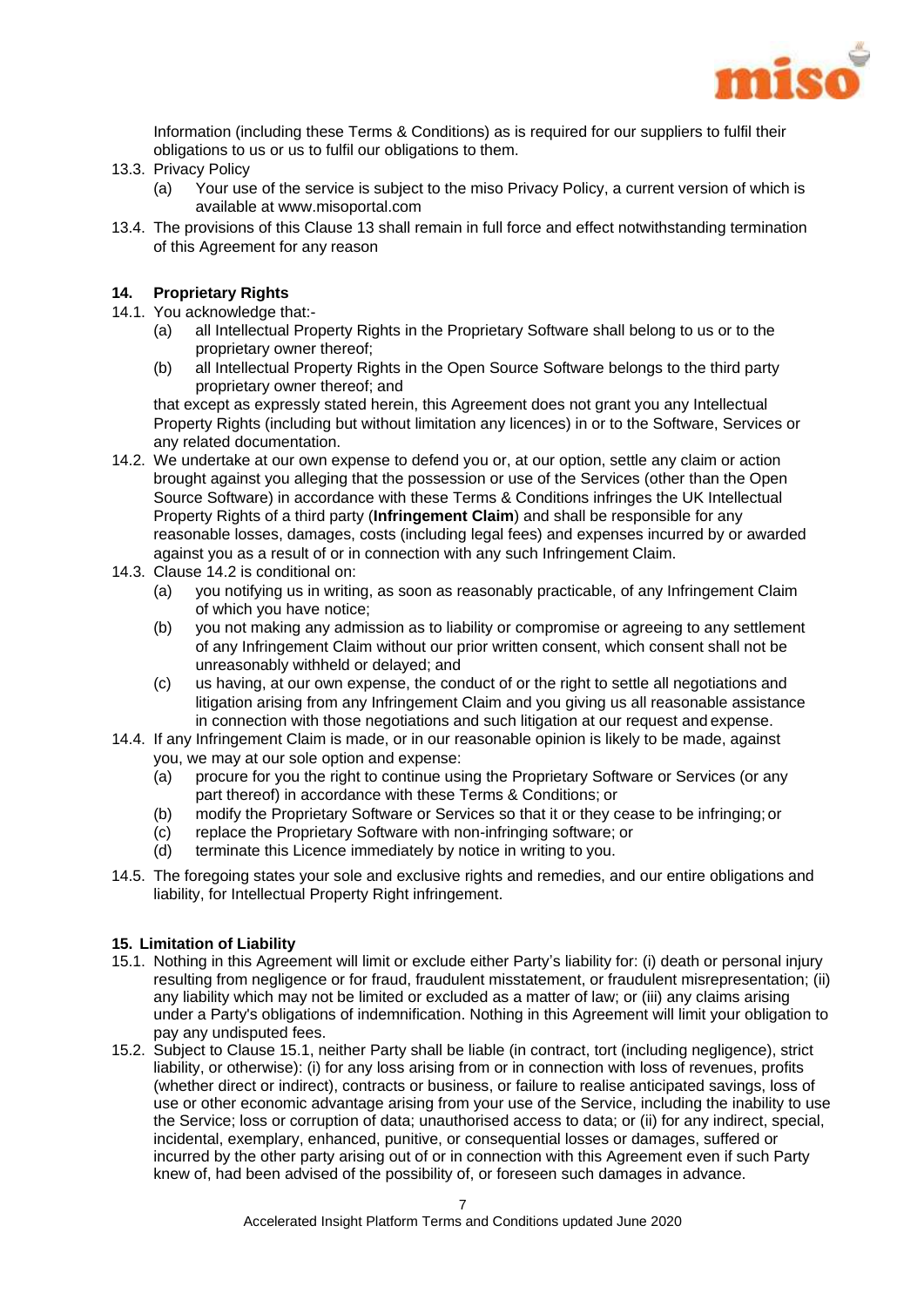Information (including these Terms & Conditions) as is required for our suppliers to fulfil their obligations to us or us to fulfil our obligations to them.

13.3. Privacy Policy

(a) Your use of the service is subject to the miso Privacy Policy, a current version of which is available at www.misoportal.com

13.4. The provisions of this Clause 13 shall remain in full force and effect notwithstanding termination of this Agreement for any reason

## 14. Proprietary Rights

14.1. You acknowledge that:-

(a) all Intellectual Property Rights in the Proprietary Software shall belong to us or to the proprietary owner thereof;

(b) all Intellectual Property Rights in the Open Source Software belongs to the third party proprietary owner thereof; and

that except as expressly stated herein, this Agreement does not grant you any Intellectual Property Rights (including but without limitation any licences) in or to the Software, Services or any related documentation.

14.2. We undertake at our own expense to defend you or, at our option, settle any claim or action brought against you alleging that the possession or use of the Services (other than the Open Source Software) in accordance with these Terms & Conditions infringes the UK Intellectual Property Rights of a third party (**Infringement Claim**) and shall be responsible for any reasonable losses, damages, costs (including legal fees) and expenses incurred by or awarded against you as a result of or in connection with any such Infringement Claim.

14.3. Clause 14.2 is conditional on:

(a) you notifying us in writing, as soon as reasonably practicable, of any Infringement Claim of which you have notice;

(b) you not making any admission as to liability or compromise or agreeing to any settlement of any Infringement Claim without our prior written consent, which consent shall not be unreasonably withheld or delayed; and

(c) us having, at our own expense, the conduct of or the right to settle all negotiations and litigation arising from any Infringement Claim and you giving us all reasonable assistance in connection with those negotiations and such litigation at our request and expense.

14.4. If any Infringement Claim is made, or in our reasonable opinion is likely to be made, against you, we may at our sole option and expense:

(a) procure for you the right to continue using the Proprietary Software or Services (or any part thereof) in accordance with these Terms & Conditions; or

(b) modify the Proprietary Software or Services so that it or they cease to be infringing; or

(c) replace the Proprietary Software with non-infringing software; or

(d) terminate this Licence immediately by notice in writing to you.

14.5. The foregoing states your sole and exclusive rights and remedies, and our entire obligations and liability, for Intellectual Property Right infringement.

## 15. Limitation of Liability

15.1. Nothing in this Agreement will limit or exclude either Party's liability for: (i) death or personal injury resulting from negligence or for fraud, fraudulent misstatement, or fraudulent misrepresentation; (ii) any liability which may not be limited or excluded as a matter of law; or (iii) any claims arising under a Party's obligations of indemnification. Nothing in this Agreement will limit your obligation to pay any undisputed fees.

15.2. Subject to Clause 15.1, neither Party shall be liable (in contract, tort (including negligence), strict liability, or otherwise): (i) for any loss arising from or in connection with loss of revenues, profits (whether direct or indirect), contracts or business, or failure to realise anticipated savings, loss of use or other economic advantage arising from your use of the Service, including the inability to use the Service; loss or corruption of data; unauthorised access to data; or (ii) for any indirect, special, incidental, exemplary, enhanced, punitive, or consequential losses or damages, suffered or incurred by the other party arising out of or in connection with this Agreement even if such Party knew of, had been advised of the possibility of, or foreseen such damages in advance.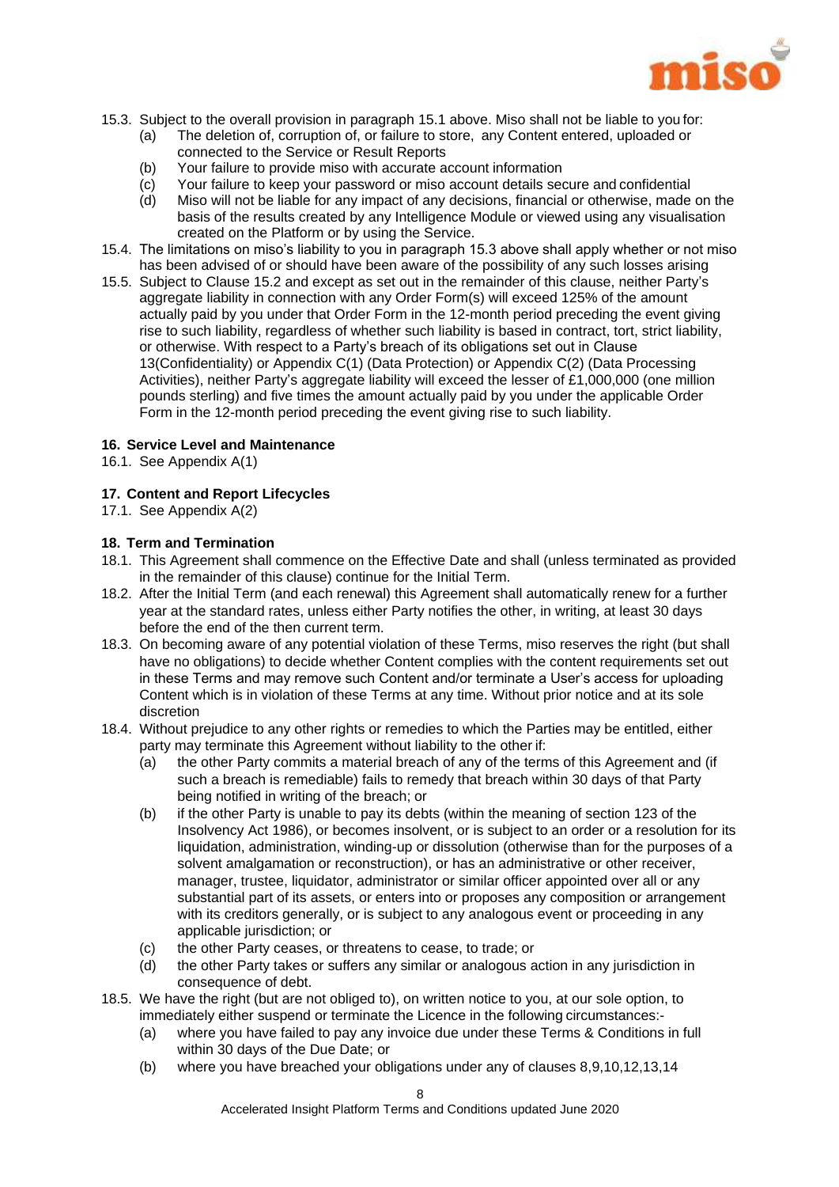15.3. Subject to the overall provision in paragraph 15.1 above. Miso shall not be liable to you for:

- (a) The deletion of, corruption of, or failure to store, any Content entered, uploaded or connected to the Service or Result Reports
- (b) Your failure to provide miso with accurate account information
- (c) Your failure to keep your password or miso account details secure and confidential
- (d) Miso will not be liable for any impact of any decisions, financial or otherwise, made on the basis of the results created by any Intelligence Module or viewed using any visualisation created on the Platform or by using the Service.

15.4. The limitations on miso's liability to you in paragraph 15.3 above shall apply whether or not miso has been advised of or should have been aware of the possibility of any such losses arising

15.5. Subject to Clause 15.2 and except as set out in the remainder of this clause, neither Party's aggregate liability in connection with any Order Form(s) will exceed 125% of the amount actually paid by you under that Order Form in the 12-month period preceding the event giving rise to such liability, regardless of whether such liability is based in contract, tort, strict liability, or otherwise. With respect to a Party's breach of its obligations set out in Clause 13(Confidentiality) or Appendix C(1) (Data Protection) or Appendix C(2) (Data Processing Activities), neither Party's aggregate liability will exceed the lesser of £1,000,000 (one million pounds sterling) and five times the amount actually paid by you under the applicable Order Form in the 12-month period preceding the event giving rise to such liability.

**16. Service Level and Maintenance**

16.1. See Appendix A(1)

**17. Content and Report Lifecycles**

17.1. See Appendix A(2)

**18. Term and Termination**

18.1. This Agreement shall commence on the Effective Date and shall (unless terminated as provided in the remainder of this clause) continue for the Initial Term.

18.2. After the Initial Term (and each renewal) this Agreement shall automatically renew for a further year at the standard rates, unless either Party notifies the other, in writing, at least 30 days before the end of the then current term.

18.3. On becoming aware of any potential violation of these Terms, miso reserves the right (but shall have no obligations) to decide whether Content complies with the content requirements set out in these Terms and may remove such Content and/or terminate a User's access for uploading Content which is in violation of these Terms at any time. Without prior notice and at its sole discretion

18.4. Without prejudice to any other rights or remedies to which the Parties may be entitled, either party may terminate this Agreement without liability to the other if:

- (a) the other Party commits a material breach of any of the terms of this Agreement and (if such a breach is remediable) fails to remedy that breach within 30 days of that Party being notified in writing of the breach; or
- (b) if the other Party is unable to pay its debts (within the meaning of section 123 of the Insolvency Act 1986), or becomes insolvent, or is subject to an order or a resolution for its liquidation, administration, winding-up or dissolution (otherwise than for the purposes of a solvent amalgamation or reconstruction), or has an administrative or other receiver, manager, trustee, liquidator, administrator or similar officer appointed over all or any substantial part of its assets, or enters into or proposes any composition or arrangement with its creditors generally, or is subject to any analogous event or proceeding in any applicable jurisdiction; or
- (c) the other Party ceases, or threatens to cease, to trade; or
- (d) the other Party takes or suffers any similar or analogous action in any jurisdiction in consequence of debt.

18.5. We have the right (but are not obliged to), on written notice to you, at our sole option, to immediately either suspend or terminate the Licence in the following circumstances:-

- (a) where you have failed to pay any invoice due under these Terms & Conditions in full within 30 days of the Due Date; or
- (b) where you have breached your obligations under any of clauses 8,9,10,12,13,14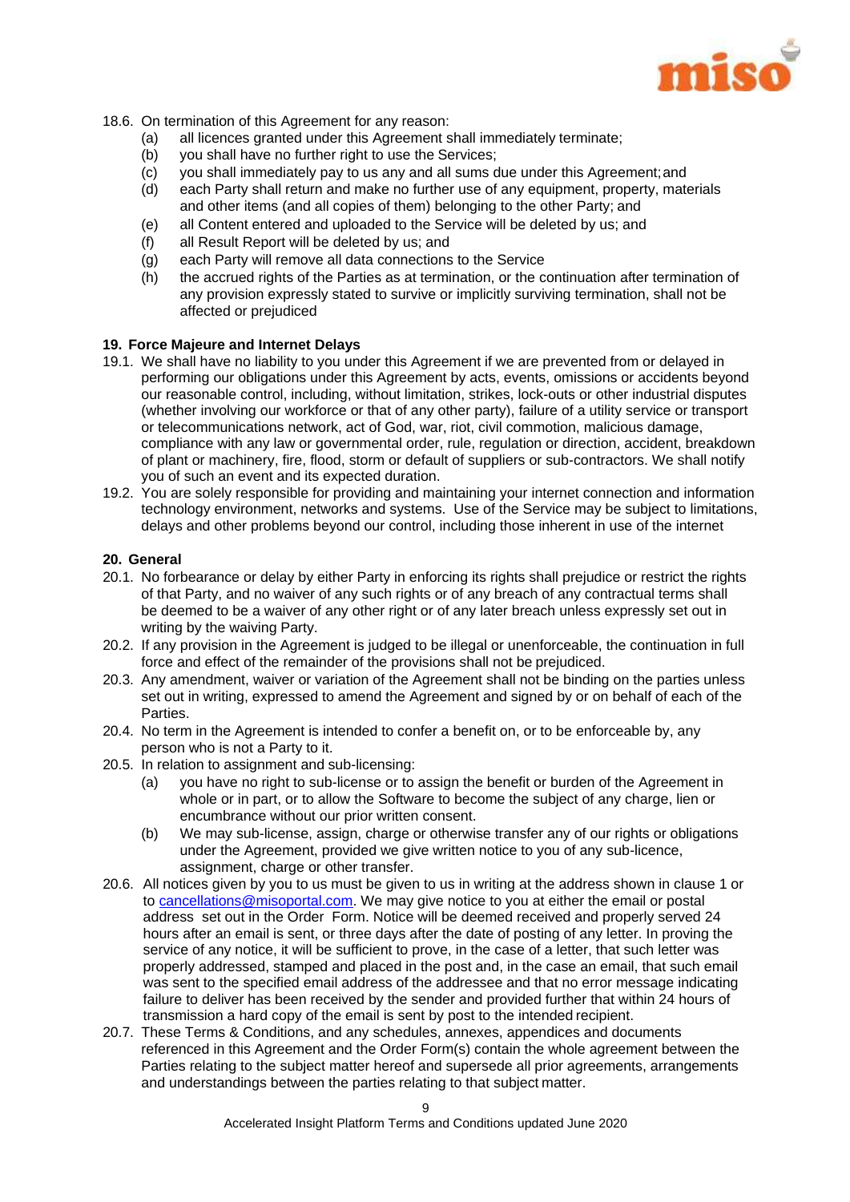18.6. On termination of this Agreement for any reason:

(a) all licences granted under this Agreement shall immediately terminate;

(b) you shall have no further right to use the Services;

(c) you shall immediately pay to us any and all sums due under this Agreement; and

(d) each Party shall return and make no further use of any equipment, property, materials and other items (and all copies of them) belonging to the other Party; and

(e) all Content entered and uploaded to the Service will be deleted by us; and

(f) all Result Report will be deleted by us; and

(g) each Party will remove all data connections to the Service

(h) the accrued rights of the Parties as at termination, or the continuation after termination of any provision expressly stated to survive or implicitly surviving termination, shall not be affected or prejudiced

**19. Force Majeure and Internet Delays**

19.1. We shall have no liability to you under this Agreement if we are prevented from or delayed in performing our obligations under this Agreement by acts, events, omissions or accidents beyond our reasonable control, including, without limitation, strikes, lock-outs or other industrial disputes (whether involving our workforce or that of any other party), failure of a utility service or transport or telecommunications network, act of God, war, riot, civil commotion, malicious damage, compliance with any law or governmental order, rule, regulation or direction, accident, breakdown of plant or machinery, fire, flood, storm or default of suppliers or sub-contractors. We shall notify you of such an event and its expected duration.

19.2. You are solely responsible for providing and maintaining your internet connection and information technology environment, networks and systems. Use of the Service may be subject to limitations, delays and other problems beyond our control, including those inherent in use of the internet

**20. General**

20.1. No forbearance or delay by either Party in enforcing its rights shall prejudice or restrict the rights of that Party, and no waiver of any such rights or of any breach of any contractual terms shall be deemed to be a waiver of any other right or of any later breach unless expressly set out in writing by the waiving Party.

20.2. If any provision in the Agreement is judged to be illegal or unenforceable, the continuation in full force and effect of the remainder of the provisions shall not be prejudiced.

20.3. Any amendment, waiver or variation of the Agreement shall not be binding on the parties unless set out in writing, expressed to amend the Agreement and signed by or on behalf of each of the Parties.

20.4. No term in the Agreement is intended to confer a benefit on, or to be enforceable by, any person who is not a Party to it.

20.5. In relation to assignment and sub-licensing:

(a) you have no right to sub-license or to assign the benefit or burden of the Agreement in whole or in part, or to allow the Software to become the subject of any charge, lien or encumbrance without our prior written consent.

(b) We may sub-license, assign, charge or otherwise transfer any of our rights or obligations under the Agreement, provided we give written notice to you of any sub-licence, assignment, charge or other transfer.

20.6. All notices given by you to us must be given to us in writing at the address shown in clause 1 or to cancellations@misoportal.com. We may give notice to you at either the email or postal address set out in the Order Form. Notice will be deemed received and properly served 24 hours after an email is sent, or three days after the date of posting of any letter. In proving the service of any notice, it will be sufficient to prove, in the case of a letter, that such letter was properly addressed, stamped and placed in the post and, in the case an email, that such email was sent to the specified email address of the addressee and that no error message indicating failure to deliver has been received by the sender and provided further that within 24 hours of transmission a hard copy of the email is sent by post to the intended recipient.

20.7. These Terms & Conditions, and any schedules, annexes, appendices and documents referenced in this Agreement and the Order Form(s) contain the whole agreement between the Parties relating to the subject matter hereof and supersede all prior agreements, arrangements and understandings between the parties relating to that subject matter.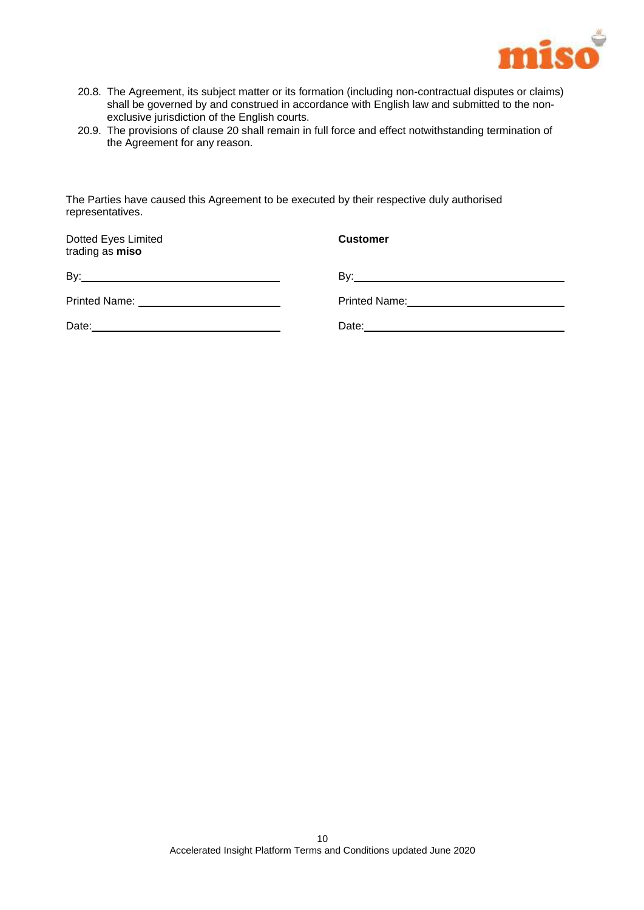20.8. The Agreement, its subject matter or its formation (including non-contractual disputes or claims) shall be governed by and construed in accordance with English law and submitted to the non-exclusive jurisdiction of the English courts.

20.9. The provisions of clause 20 shall remain in full force and effect notwithstanding termination of the Agreement for any reason.

The Parties have caused this Agreement to be executed by their respective duly authorised representatives.

| Dotted Eyes Limited trading as **miso** | **Customer** |
|---|---|
| By:______________________ | By:______________________ |
| Printed Name: ______________ | Printed Name:______________ |
| Date:_____________________ | Date:_____________________ |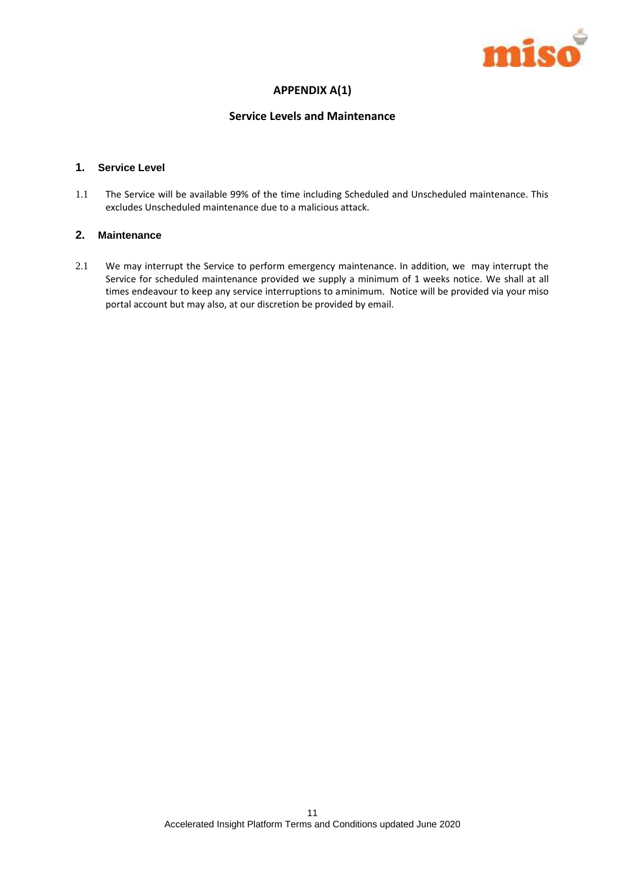# APPENDIX A(1)

## Service Levels and Maintenance

### 1. Service Level

1.1 The Service will be available 99% of the time including Scheduled and Unscheduled maintenance. This excludes Unscheduled maintenance due to a malicious attack.

### 2. Maintenance

2.1 We may interrupt the Service to perform emergency maintenance. In addition, we may interrupt the Service for scheduled maintenance provided we supply a minimum of 1 weeks notice. We shall at all times endeavour to keep any service interruptions to a minimum. Notice will be provided via your miso portal account but may also, at our discretion be provided by email.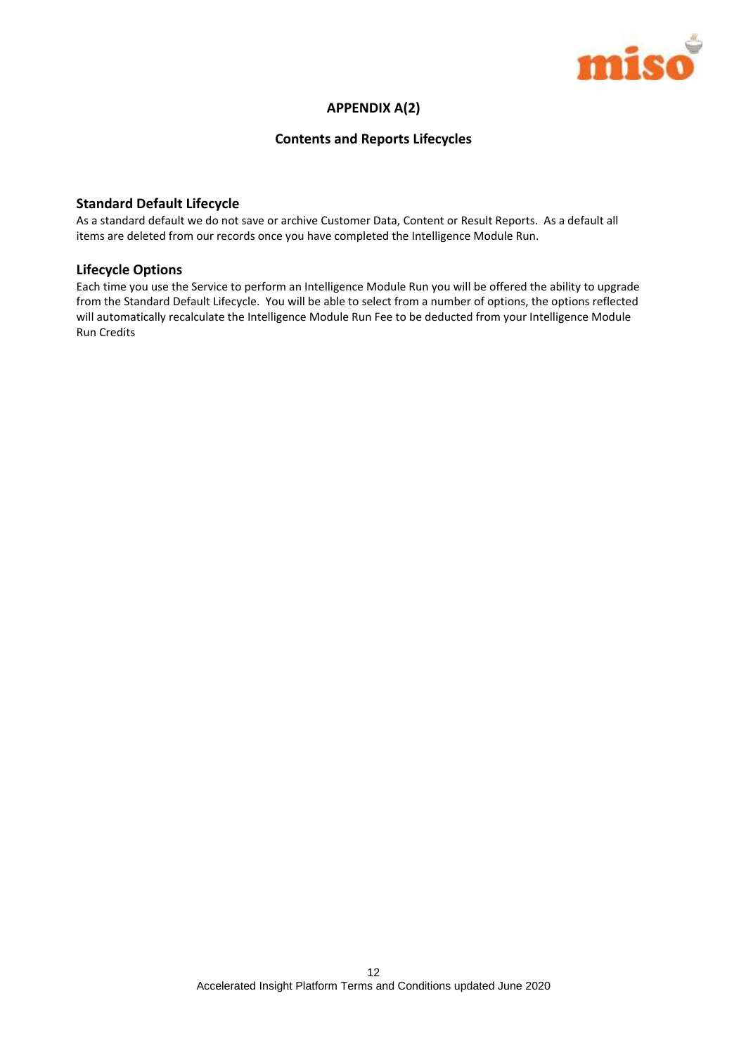# APPENDIX A(2)

## Contents and Reports Lifecycles

### Standard Default Lifecycle

As a standard default we do not save or archive Customer Data, Content or Result Reports. As a default all items are deleted from our records once you have completed the Intelligence Module Run.

### Lifecycle Options

Each time you use the Service to perform an Intelligence Module Run you will be offered the ability to upgrade from the Standard Default Lifecycle. You will be able to select from a number of options, the options reflected will automatically recalculate the Intelligence Module Run Fee to be deducted from your Intelligence Module Run Credits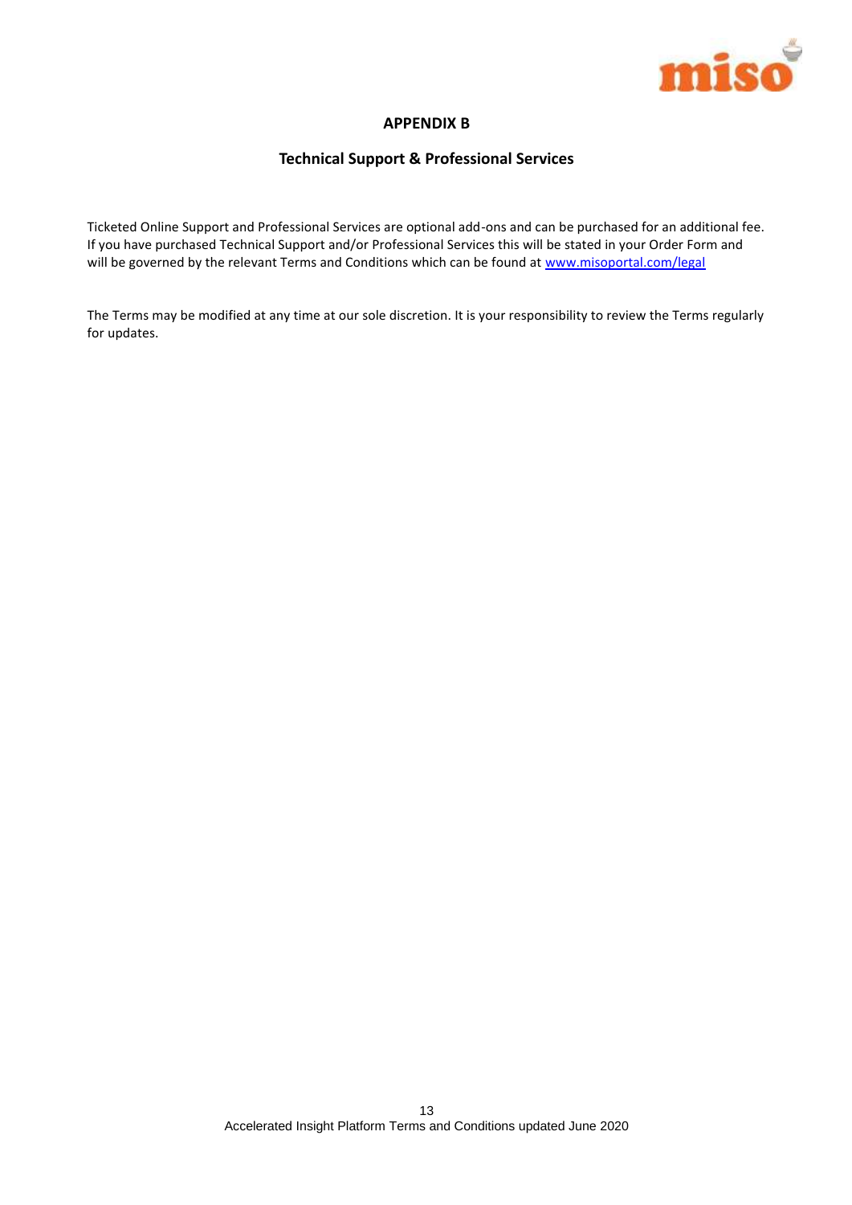# APPENDIX B

## Technical Support & Professional Services

Ticketed Online Support and Professional Services are optional add-ons and can be purchased for an additional fee. If you have purchased Technical Support and/or Professional Services this will be stated in your Order Form and will be governed by the relevant Terms and Conditions which can be found at [www.misoportal.com/legal](http://www.misoportal.com/legal)

The Terms may be modified at any time at our sole discretion. It is your responsibility to review the Terms regularly for updates.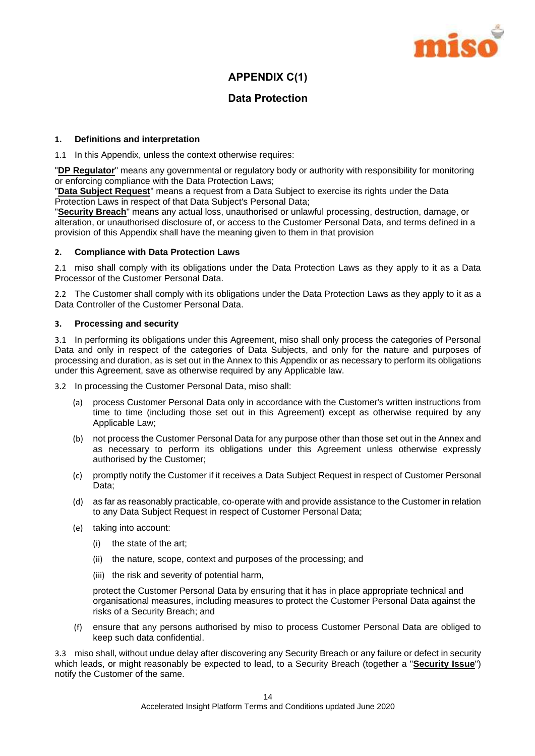# APPENDIX C(1)

## Data Protection

**1. Definitions and interpretation**

1.1 In this Appendix, unless the context otherwise requires:

"**DP Regulator**" means any governmental or regulatory body or authority with responsibility for monitoring or enforcing compliance with the Data Protection Laws;
"**Data Subject Request**" means a request from a Data Subject to exercise its rights under the Data Protection Laws in respect of that Data Subject's Personal Data;
"**Security Breach**" means any actual loss, unauthorised or unlawful processing, destruction, damage, or alteration, or unauthorised disclosure of, or access to the Customer Personal Data, and terms defined in a provision of this Appendix shall have the meaning given to them in that provision

**2. Compliance with Data Protection Laws**

2.1 miso shall comply with its obligations under the Data Protection Laws as they apply to it as a Data Processor of the Customer Personal Data.

2.2 The Customer shall comply with its obligations under the Data Protection Laws as they apply to it as a Data Controller of the Customer Personal Data.

**3. Processing and security**

3.1 In performing its obligations under this Agreement, miso shall only process the categories of Personal Data and only in respect of the categories of Data Subjects, and only for the nature and purposes of processing and duration, as is set out in the Annex to this Appendix or as necessary to perform its obligations under this Agreement, save as otherwise required by any Applicable law.

3.2 In processing the Customer Personal Data, miso shall:

(a) process Customer Personal Data only in accordance with the Customer's written instructions from time to time (including those set out in this Agreement) except as otherwise required by any Applicable Law;

(b) not process the Customer Personal Data for any purpose other than those set out in the Annex and as necessary to perform its obligations under this Agreement unless otherwise expressly authorised by the Customer;

(c) promptly notify the Customer if it receives a Data Subject Request in respect of Customer Personal Data;

(d) as far as reasonably practicable, co-operate with and provide assistance to the Customer in relation to any Data Subject Request in respect of Customer Personal Data;

(e) taking into account:

(i) the state of the art;

(ii) the nature, scope, context and purposes of the processing; and

(iii) the risk and severity of potential harm,

protect the Customer Personal Data by ensuring that it has in place appropriate technical and organisational measures, including measures to protect the Customer Personal Data against the risks of a Security Breach; and

(f) ensure that any persons authorised by miso to process Customer Personal Data are obliged to keep such data confidential.

3.3 miso shall, without undue delay after discovering any Security Breach or any failure or defect in security which leads, or might reasonably be expected to lead, to a Security Breach (together a "**Security Issue**") notify the Customer of the same.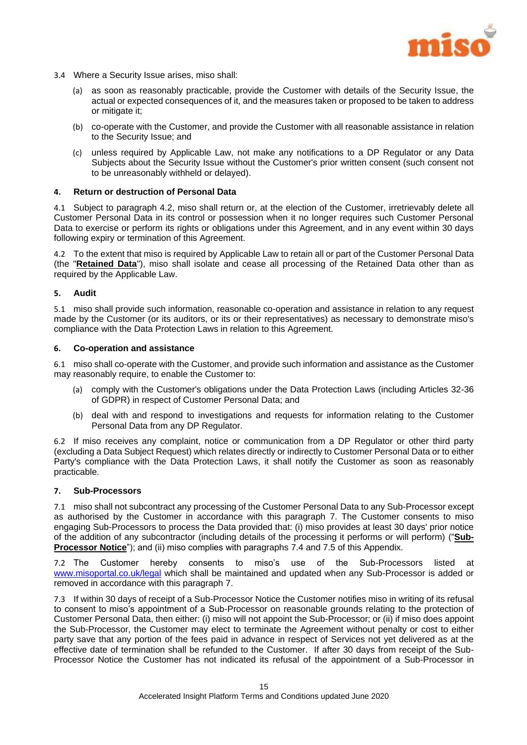3.4 Where a Security Issue arises, miso shall:

(a) as soon as reasonably practicable, provide the Customer with details of the Security Issue, the actual or expected consequences of it, and the measures taken or proposed to be taken to address or mitigate it;

(b) co-operate with the Customer, and provide the Customer with all reasonable assistance in relation to the Security Issue; and

(c) unless required by Applicable Law, not make any notifications to a DP Regulator or any Data Subjects about the Security Issue without the Customer's prior written consent (such consent not to be unreasonably withheld or delayed).

#### 4. Return or destruction of Personal Data

4.1 Subject to paragraph 4.2, miso shall return or, at the election of the Customer, irretrievably delete all Customer Personal Data in its control or possession when it no longer requires such Customer Personal Data to exercise or perform its rights or obligations under this Agreement, and in any event within 30 days following expiry or termination of this Agreement.

4.2 To the extent that miso is required by Applicable Law to retain all or part of the Customer Personal Data (the "**Retained Data**"), miso shall isolate and cease all processing of the Retained Data other than as required by the Applicable Law.

#### 5. Audit

5.1 miso shall provide such information, reasonable co-operation and assistance in relation to any request made by the Customer (or its auditors, or its or their representatives) as necessary to demonstrate miso's compliance with the Data Protection Laws in relation to this Agreement.

#### 6. Co-operation and assistance

6.1 miso shall co-operate with the Customer, and provide such information and assistance as the Customer may reasonably require, to enable the Customer to:

(a) comply with the Customer's obligations under the Data Protection Laws (including Articles 32-36 of GDPR) in respect of Customer Personal Data; and

(b) deal with and respond to investigations and requests for information relating to the Customer Personal Data from any DP Regulator.

6.2 If miso receives any complaint, notice or communication from a DP Regulator or other third party (excluding a Data Subject Request) which relates directly or indirectly to Customer Personal Data or to either Party's compliance with the Data Protection Laws, it shall notify the Customer as soon as reasonably practicable.

#### 7. Sub-Processors

7.1 miso shall not subcontract any processing of the Customer Personal Data to any Sub-Processor except as authorised by the Customer in accordance with this paragraph 7. The Customer consents to miso engaging Sub-Processors to process the Data provided that: (i) miso provides at least 30 days' prior notice of the addition of any subcontractor (including details of the processing it performs or will perform) ("**Sub-Processor Notice**"); and (ii) miso complies with paragraphs 7.4 and 7.5 of this Appendix.

7.2 The Customer hereby consents to miso's use of the Sub-Processors listed at [www.misoportal.co.uk/legal](http://www.misoportal.co.uk/legal) which shall be maintained and updated when any Sub-Processor is added or removed in accordance with this paragraph 7.

7.3 If within 30 days of receipt of a Sub-Processor Notice the Customer notifies miso in writing of its refusal to consent to miso's appointment of a Sub-Processor on reasonable grounds relating to the protection of Customer Personal Data, then either: (i) miso will not appoint the Sub-Processor; or (ii) if miso does appoint the Sub-Processor, the Customer may elect to terminate the Agreement without penalty or cost to either party save that any portion of the fees paid in advance in respect of Services not yet delivered as at the effective date of termination shall be refunded to the Customer. If after 30 days from receipt of the Sub-Processor Notice the Customer has not indicated its refusal of the appointment of a Sub-Processor in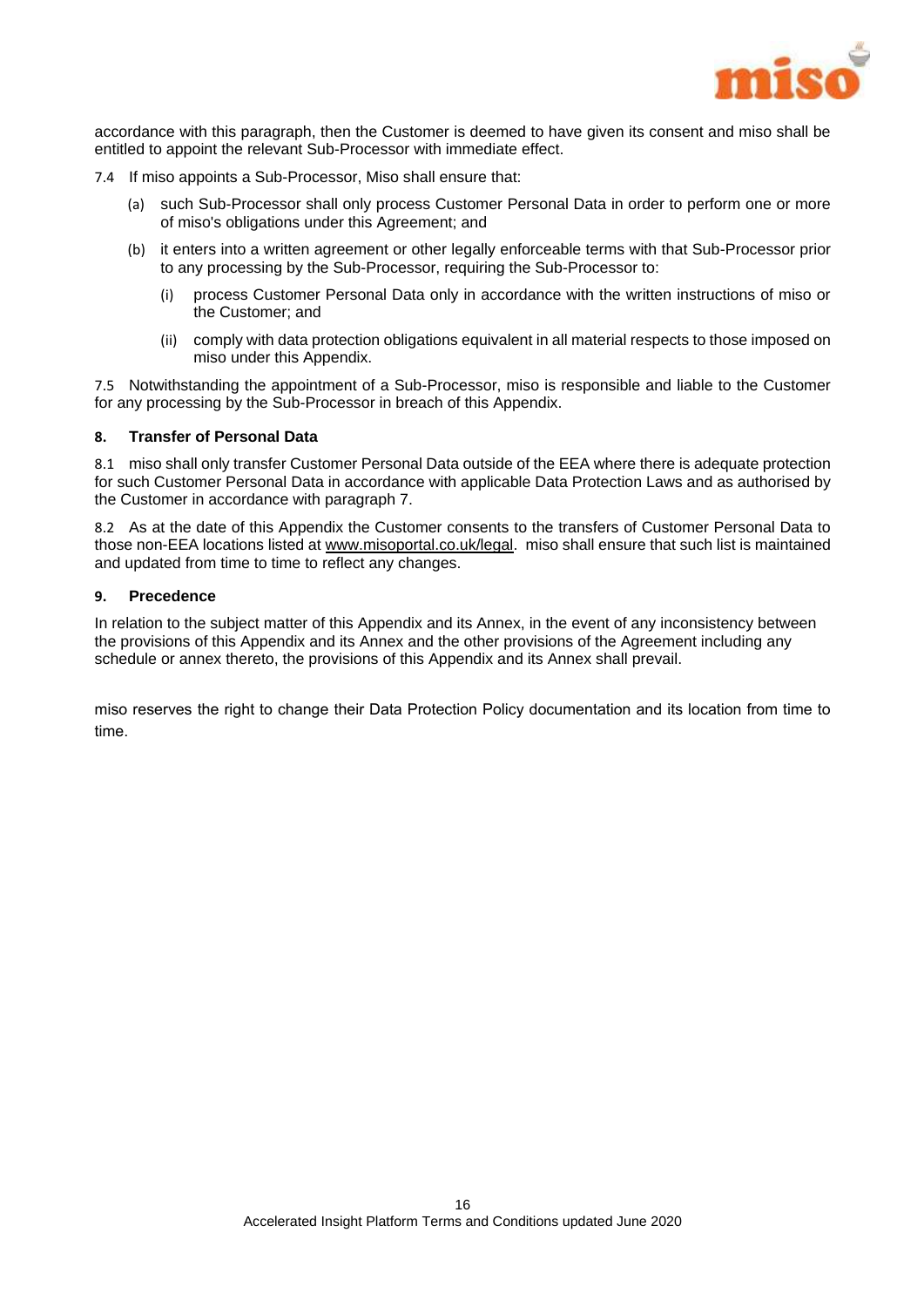accordance with this paragraph, then the Customer is deemed to have given its consent and miso shall be entitled to appoint the relevant Sub-Processor with immediate effect.

7.4 If miso appoints a Sub-Processor, Miso shall ensure that:

(a) such Sub-Processor shall only process Customer Personal Data in order to perform one or more of miso's obligations under this Agreement; and

(b) it enters into a written agreement or other legally enforceable terms with that Sub-Processor prior to any processing by the Sub-Processor, requiring the Sub-Processor to:

(i) process Customer Personal Data only in accordance with the written instructions of miso or the Customer; and

(ii) comply with data protection obligations equivalent in all material respects to those imposed on miso under this Appendix.

7.5 Notwithstanding the appointment of a Sub-Processor, miso is responsible and liable to the Customer for any processing by the Sub-Processor in breach of this Appendix.

**8. Transfer of Personal Data**

8.1 miso shall only transfer Customer Personal Data outside of the EEA where there is adequate protection for such Customer Personal Data in accordance with applicable Data Protection Laws and as authorised by the Customer in accordance with paragraph 7.

8.2 As at the date of this Appendix the Customer consents to the transfers of Customer Personal Data to those non-EEA locations listed at www.misoportal.co.uk/legal. miso shall ensure that such list is maintained and updated from time to time to reflect any changes.

**9. Precedence**

In relation to the subject matter of this Appendix and its Annex, in the event of any inconsistency between the provisions of this Appendix and its Annex and the other provisions of the Agreement including any schedule or annex thereto, the provisions of this Appendix and its Annex shall prevail.

miso reserves the right to change their Data Protection Policy documentation and its location from time to time.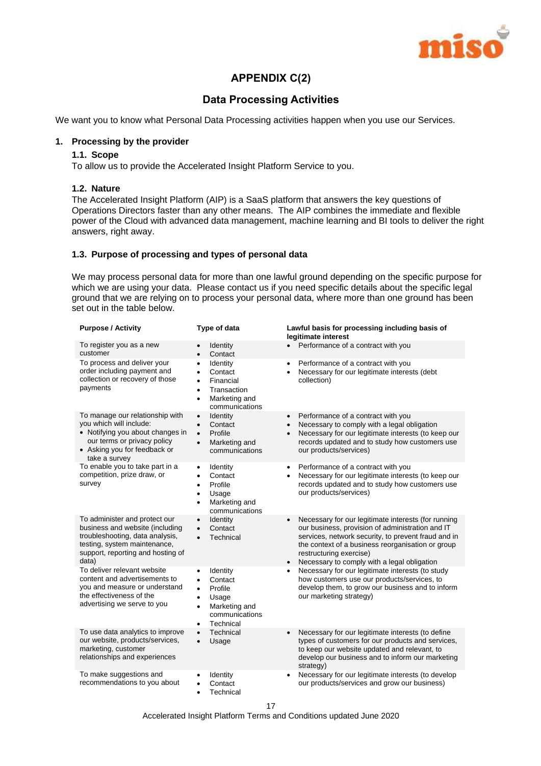# APPENDIX C(2)

## Data Processing Activities

We want you to know what Personal Data Processing activities happen when you use our Services.

**1. Processing by the provider**

**1.1. Scope**

To allow us to provide the Accelerated Insight Platform Service to you.

**1.2. Nature**

The Accelerated Insight Platform (AIP) is a SaaS platform that answers the key questions of Operations Directors faster than any other means. The AIP combines the immediate and flexible power of the Cloud with advanced data management, machine learning and BI tools to deliver the right answers, right away.

**1.3. Purpose of processing and types of personal data**

We may process personal data for more than one lawful ground depending on the specific purpose for which we are using your data. Please contact us if you need specific details about the specific legal ground that we are relying on to process your personal data, where more than one ground has been set out in the table below.

| Purpose / Activity | Type of data | Lawful basis for processing including basis of legitimate interest |
|---|---|---|
| To register you as a new customer | • Identity<br>• Contact | • Performance of a contract with you |
| To process and deliver your order including payment and collection or recovery of those payments | • Identity<br>• Contact<br>• Financial<br>• Transaction<br>• Marketing and communications | • Performance of a contract with you<br>• Necessary for our legitimate interests (debt collection) |
| To manage our relationship with you which will include:<br>• Notifying you about changes in our terms or privacy policy<br>• Asking you for feedback or take a survey | • Identity<br>• Contact<br>• Profile<br>• Marketing and communications | • Performance of a contract with you<br>• Necessary to comply with a legal obligation<br>• Necessary for our legitimate interests (to keep our records updated and to study how customers use our products/services) |
| To enable you to take part in a competition, prize draw, or survey | • Identity<br>• Contact<br>• Profile<br>• Usage<br>• Marketing and communications | • Performance of a contract with you<br>• Necessary for our legitimate interests (to keep our records updated and to study how customers use our products/services) |
| To administer and protect our business and website (including troubleshooting, data analysis, testing, system maintenance, support, reporting and hosting of data) | • Identity<br>• Contact<br>• Technical | • Necessary for our legitimate interests (for running our business, provision of administration and IT services, network security, to prevent fraud and in the context of a business reorganisation or group restructuring exercise)<br>• Necessary to comply with a legal obligation |
| To deliver relevant website content and advertisements to you and measure or understand the effectiveness of the advertising we serve to you | • Identity<br>• Contact<br>• Profile<br>• Usage<br>• Marketing and communications<br>• Technical | • Necessary for our legitimate interests (to study how customers use our products/services, to develop them, to grow our business and to inform our marketing strategy) |
| To use data analytics to improve our website, products/services, marketing, customer relationships and experiences | • Technical<br>• Usage | • Necessary for our legitimate interests (to define types of customers for our products and services, to keep our website updated and relevant, to develop our business and to inform our marketing strategy) |
| To make suggestions and recommendations to you about | • Identity<br>• Contact<br>• Technical | • Necessary for our legitimate interests (to develop our products/services and grow our business) |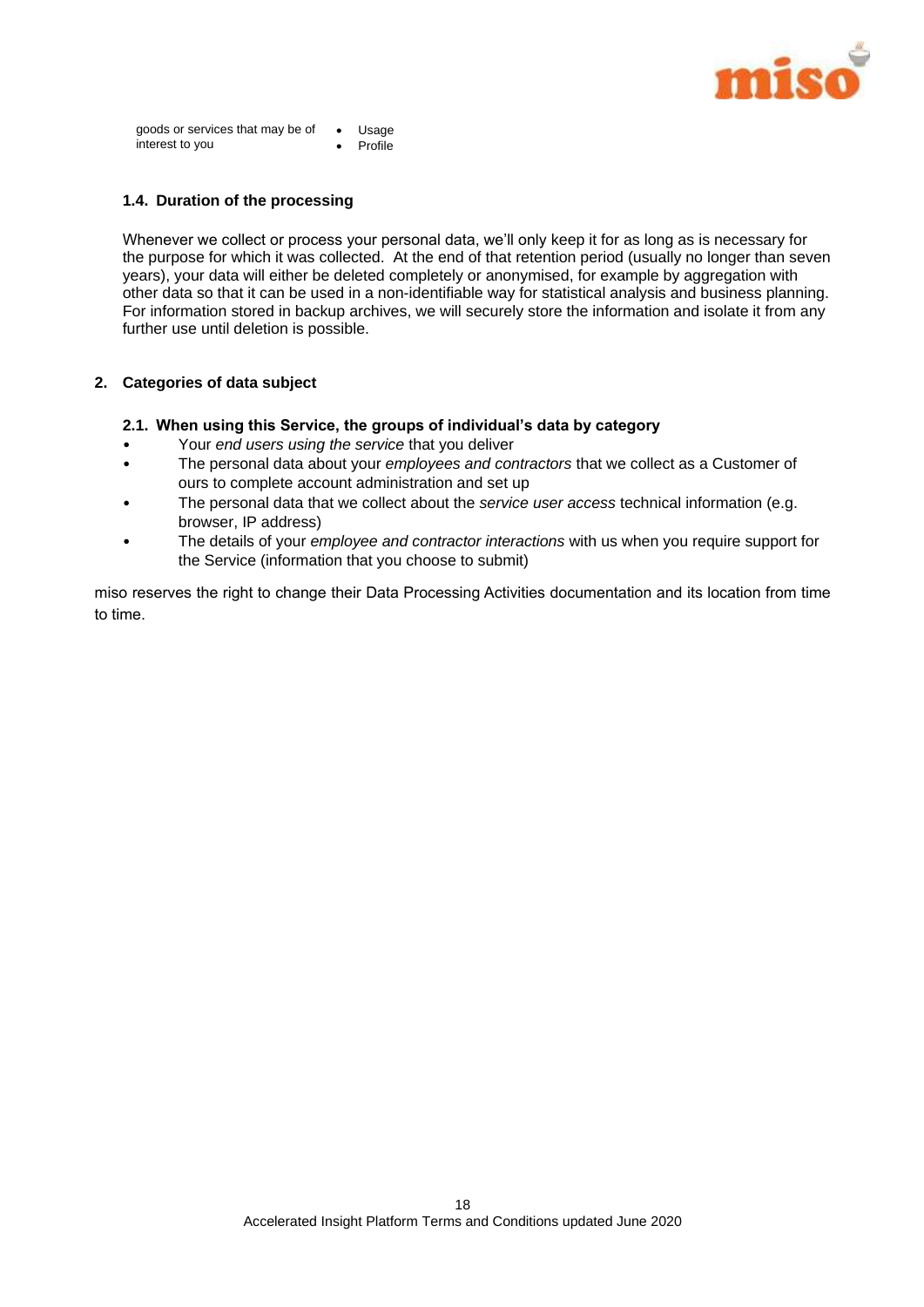| goods or services that may be of interest to you | - Usage<br>- Profile |
| --- | --- |

### 1.4. Duration of the processing

Whenever we collect or process your personal data, we'll only keep it for as long as is necessary for the purpose for which it was collected. At the end of that retention period (usually no longer than seven years), your data will either be deleted completely or anonymised, for example by aggregation with other data so that it can be used in a non-identifiable way for statistical analysis and business planning. For information stored in backup archives, we will securely store the information and isolate it from any further use until deletion is possible.

## 2. Categories of data subject

### 2.1. When using this Service, the groups of individual's data by category

- Your *end users using the service* that you deliver
- The personal data about your *employees and contractors* that we collect as a Customer of ours to complete account administration and set up
- The personal data that we collect about the *service user access* technical information (e.g. browser, IP address)
- The details of your *employee and contractor interactions* with us when you require support for the Service (information that you choose to submit)

miso reserves the right to change their Data Processing Activities documentation and its location from time to time.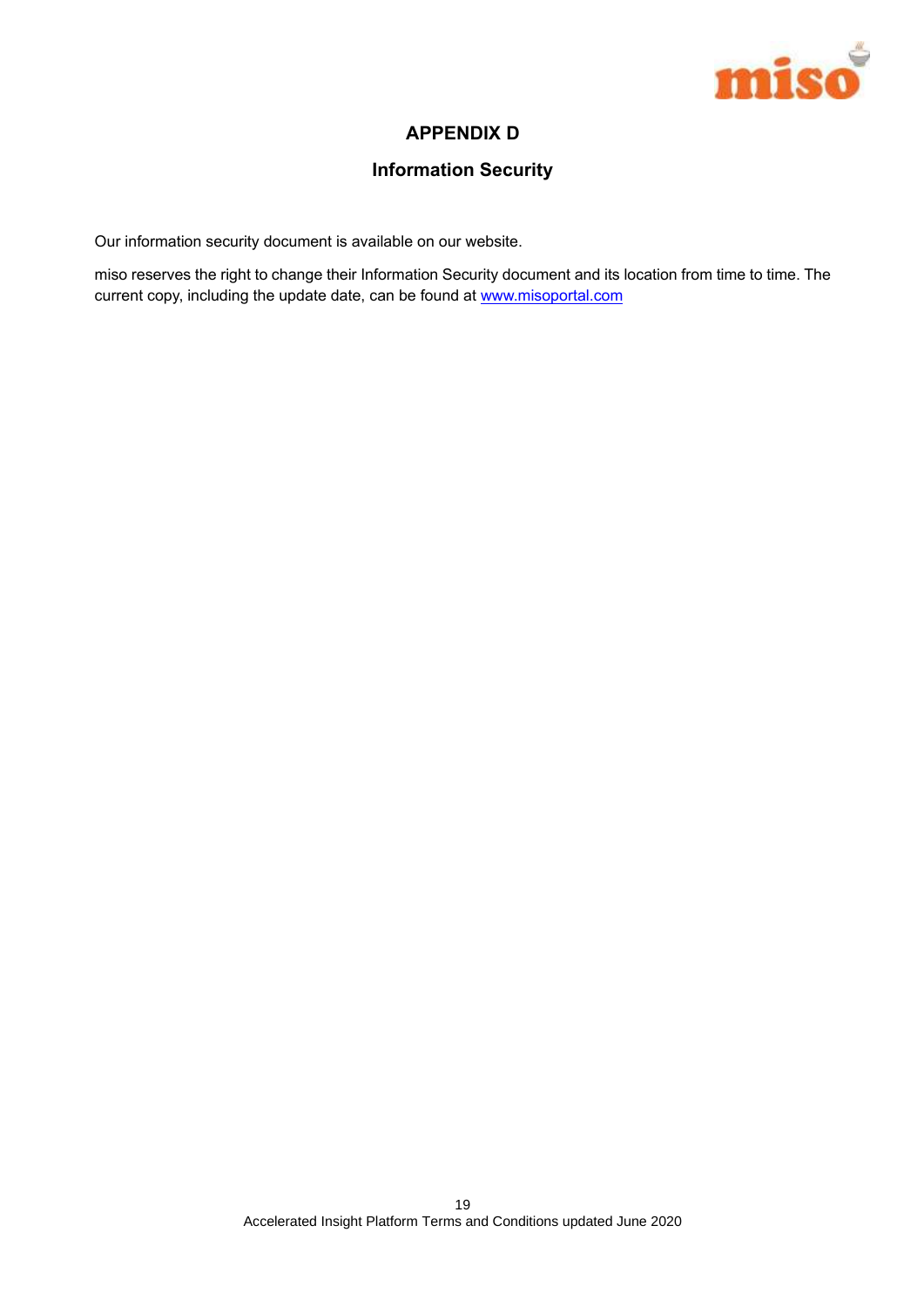# APPENDIX D

## Information Security

Our information security document is available on our website.

miso reserves the right to change their Information Security document and its location from time to time. The current copy, including the update date, can be found at [www.misoportal.com](http://www.misoportal.com)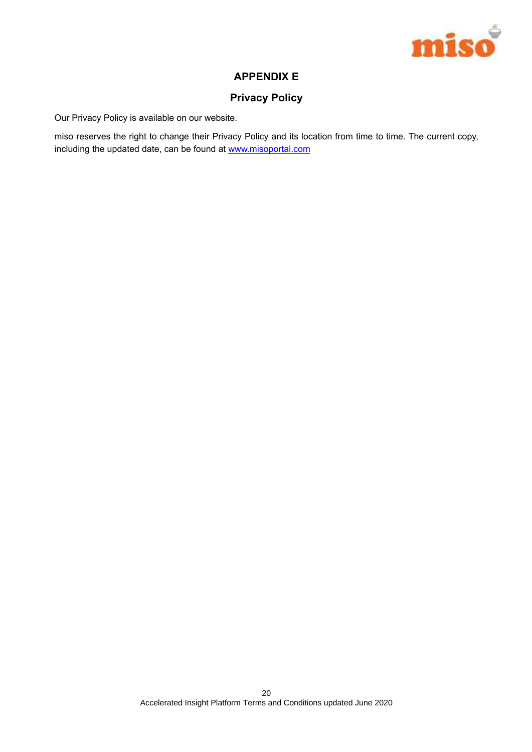# APPENDIX E

## Privacy Policy

Our Privacy Policy is available on our website.

miso reserves the right to change their Privacy Policy and its location from time to time. The current copy, including the updated date, can be found at [www.misoportal.com](http://www.misoportal.com)